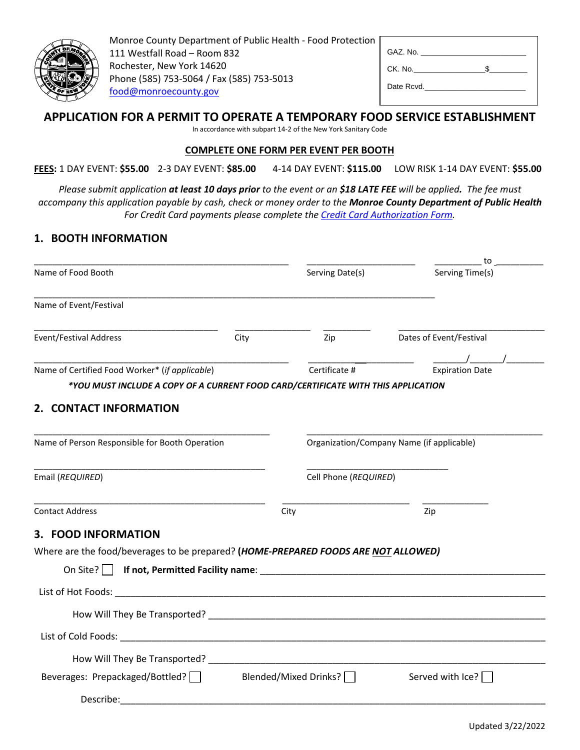Monroe County Department of Public Health - Food Protection
111 Westfall Road – Room 832
Rochester, New York 14620
Phone (585) 753-5064 / Fax (585) 753-5013
food@monroecounty.gov

GAZ. No. ______________________
CK. No.________________ $_________
Date Rcvd.______________________

# APPLICATION FOR A PERMIT TO OPERATE A TEMPORARY FOOD SERVICE ESTABLISHMENT

In accordance with subpart 14-2 of the New York Sanitary Code

**COMPLETE ONE FORM PER EVENT PER BOOTH**

**FEES**: 1 DAY EVENT: **$55.00** 2-3 DAY EVENT: **$85.00** 4-14 DAY EVENT: **$115.00** LOW RISK 1-14 DAY EVENT: **$55.00**

*Please submit application **at least 10 days prior** to the event or an **$18 LATE FEE** will be applied. The fee must accompany this application payable by cash, check or money order to the **Monroe County Department of Public Health** For Credit Card payments please complete the Credit Card Authorization Form.*

## 1. BOOTH INFORMATION

______________________________ Name of Food Booth

______________________ Serving Date(s)

__________ to __________ Serving Time(s)

______________________________ Name of Event/Festival

______________________ Event/Festival Address

______________ City

__________ Zip

______________________ Dates of Event/Festival

______________________________ Name of Certified Food Worker* (*if applicable*)

______________________ Certificate #

_______/_______/________ Expiration Date

***YOU MUST INCLUDE A COPY OF A CURRENT FOOD CARD/CERTIFICATE WITH THIS APPLICATION***

## 2. CONTACT INFORMATION

______________________________ Name of Person Responsible for Booth Operation

______________________________ Organization/Company Name (if applicable)

______________________________ Email (*REQUIRED*)

______________________________ Cell Phone (*REQUIRED*)

______________________________ Contact Address

______________________ City

______________ Zip

## 3. FOOD INFORMATION

Where are the food/beverages to be prepared? **(*HOME-PREPARED FOODS ARE NOT ALLOWED*)**

On Site? ☐ **If not, Permitted Facility name**: ______________________________

List of Hot Foods: ______________________________

How Will They Be Transported? ______________________________

List of Cold Foods: ______________________________

How Will They Be Transported? ______________________________

Beverages: Prepackaged/Bottled? ☐ Blended/Mixed Drinks? ☐ Served with Ice? ☐

Describe:______________________________

Updated 3/22/2022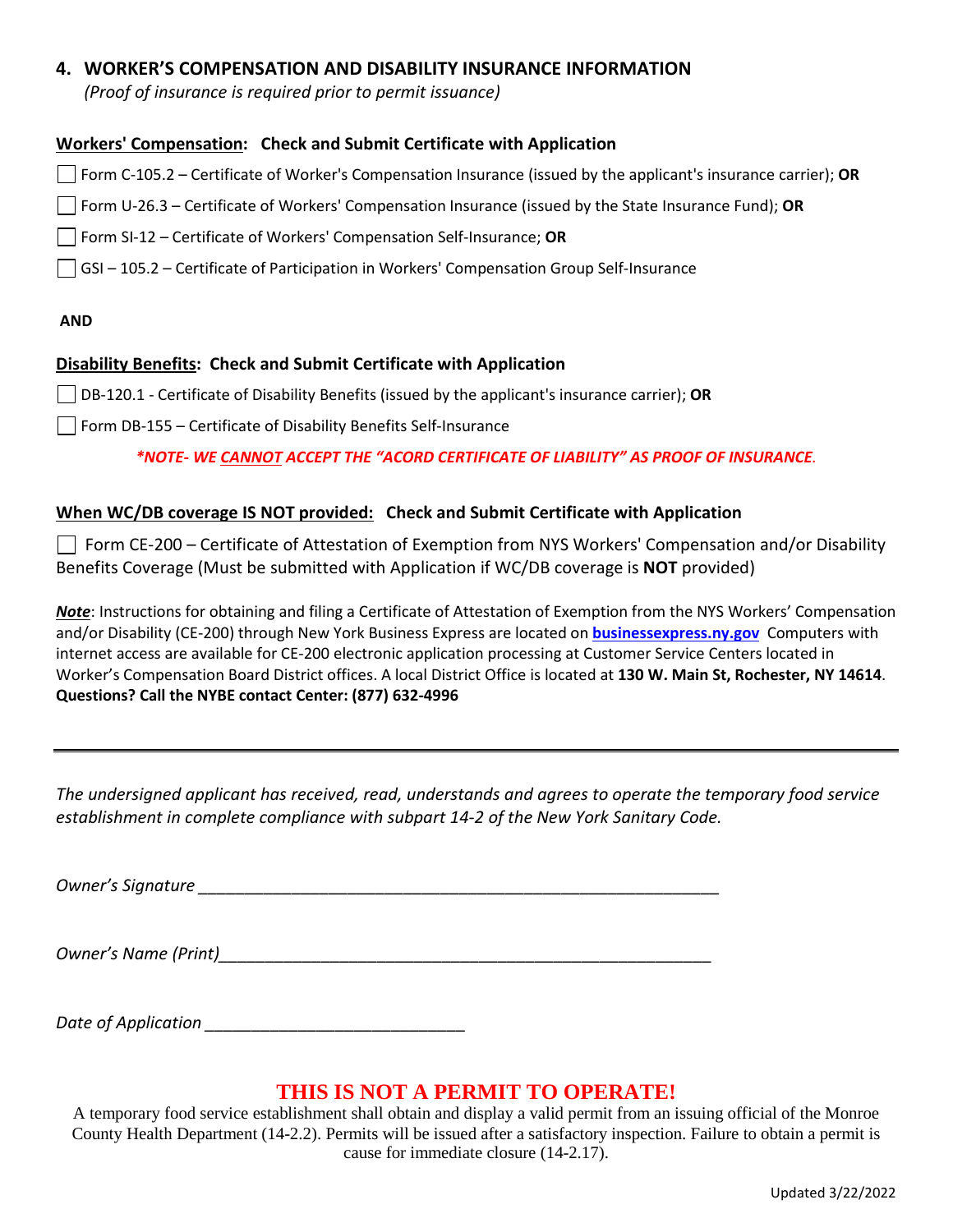## 4. WORKER'S COMPENSATION AND DISABILITY INSURANCE INFORMATION

*(Proof of insurance is required prior to permit issuance)*

**<u>Workers' Compensation</u>: Check and Submit Certificate with Application**

- ☐ Form C-105.2 – Certificate of Worker's Compensation Insurance (issued by the applicant's insurance carrier); **OR**
- ☐ Form U-26.3 – Certificate of Workers' Compensation Insurance (issued by the State Insurance Fund); **OR**
- ☐ Form SI-12 – Certificate of Workers' Compensation Self-Insurance; **OR**
- ☐ GSI – 105.2 – Certificate of Participation in Workers' Compensation Group Self-Insurance

**AND**

**<u>Disability Benefits</u>: Check and Submit Certificate with Application**

- ☐ DB-120.1 - Certificate of Disability Benefits (issued by the applicant's insurance carrier); **OR**
- ☐ Form DB-155 – Certificate of Disability Benefits Self-Insurance

***\*NOTE- WE <u>CANNOT</u> ACCEPT THE "ACORD CERTIFICATE OF LIABILITY" AS PROOF OF INSURANCE.***

**<u>When WC/DB coverage IS NOT provided:</u> Check and Submit Certificate with Application**

☐ Form CE-200 – Certificate of Attestation of Exemption from NYS Workers' Compensation and/or Disability Benefits Coverage (Must be submitted with Application if WC/DB coverage is **NOT** provided)

***<u>Note</u>***: Instructions for obtaining and filing a Certificate of Attestation of Exemption from the NYS Workers' Compensation and/or Disability (CE-200) through New York Business Express are located on **businessexpress.ny.gov** Computers with internet access are available for CE-200 electronic application processing at Customer Service Centers located in Worker's Compensation Board District offices. A local District Office is located at **130 W. Main St, Rochester, NY 14614**. **Questions? Call the NYBE contact Center: (877) 632-4996**

---

*The undersigned applicant has received, read, understands and agrees to operate the temporary food service establishment in complete compliance with subpart 14-2 of the New York Sanitary Code.*

*Owner's Signature* ________________________________________________

*Owner's Name (Print)*______________________________________________

*Date of Application* _____________________________

## THIS IS NOT A PERMIT TO OPERATE!

A temporary food service establishment shall obtain and display a valid permit from an issuing official of the Monroe County Health Department (14-2.2). Permits will be issued after a satisfactory inspection. Failure to obtain a permit is cause for immediate closure (14-2.17).

Updated 3/22/2022